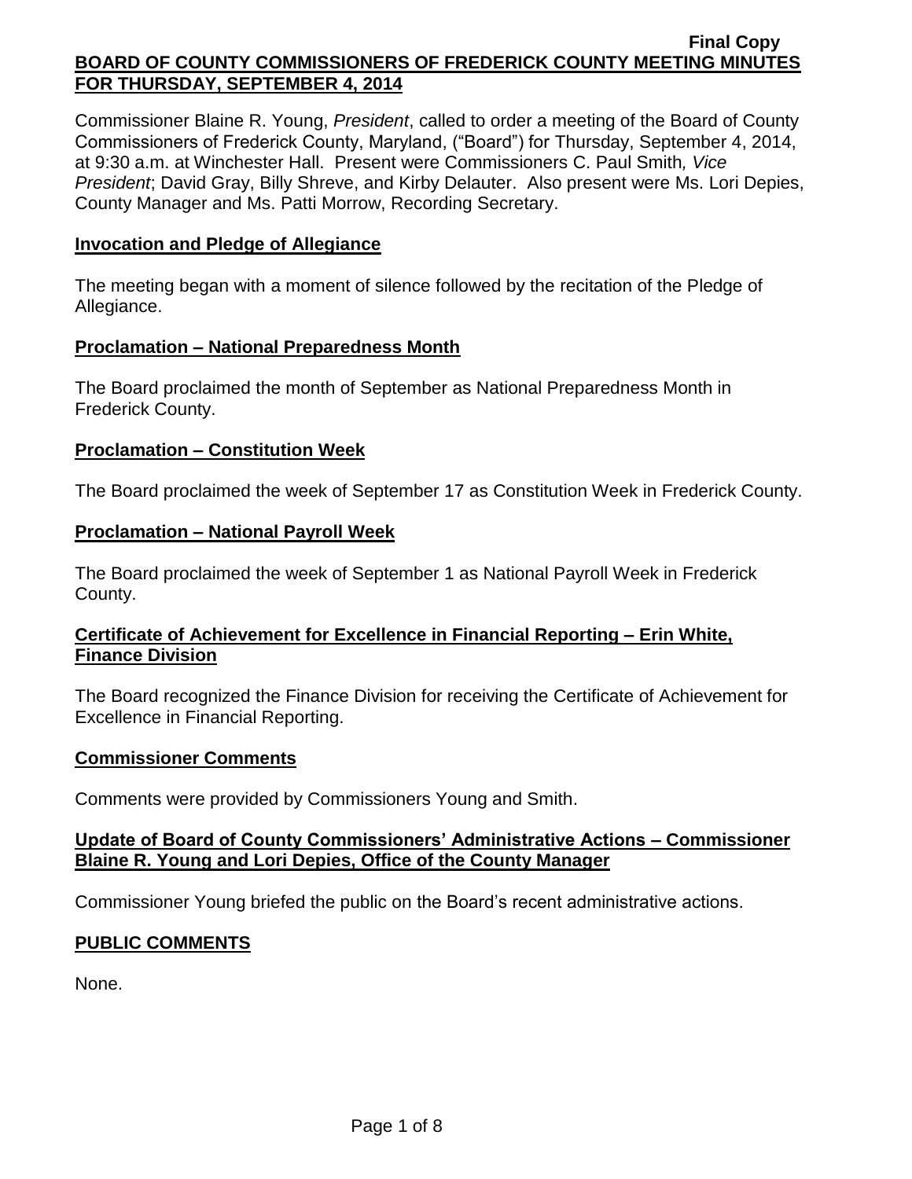**Final Copy**

**BOARD OF COUNTY COMMISSIONERS OF FREDERICK COUNTY MEETING MINUTES FOR THURSDAY, SEPTEMBER 4, 2014**

Commissioner Blaine R. Young, *President*, called to order a meeting of the Board of County Commissioners of Frederick County, Maryland, ("Board") for Thursday, September 4, 2014, at 9:30 a.m. at Winchester Hall. Present were Commissioners C. Paul Smith*, Vice President*; David Gray, Billy Shreve, and Kirby Delauter. Also present were Ms. Lori Depies, County Manager and Ms. Patti Morrow, Recording Secretary.

## Invocation and Pledge of Allegiance

The meeting began with a moment of silence followed by the recitation of the Pledge of Allegiance.

## Proclamation – National Preparedness Month

The Board proclaimed the month of September as National Preparedness Month in Frederick County.

## Proclamation – Constitution Week

The Board proclaimed the week of September 17 as Constitution Week in Frederick County.

## Proclamation – National Payroll Week

The Board proclaimed the week of September 1 as National Payroll Week in Frederick County.

## Certificate of Achievement for Excellence in Financial Reporting – Erin White, Finance Division

The Board recognized the Finance Division for receiving the Certificate of Achievement for Excellence in Financial Reporting.

## Commissioner Comments

Comments were provided by Commissioners Young and Smith.

## Update of Board of County Commissioners' Administrative Actions – Commissioner Blaine R. Young and Lori Depies, Office of the County Manager

Commissioner Young briefed the public on the Board's recent administrative actions.

## PUBLIC COMMENTS

None.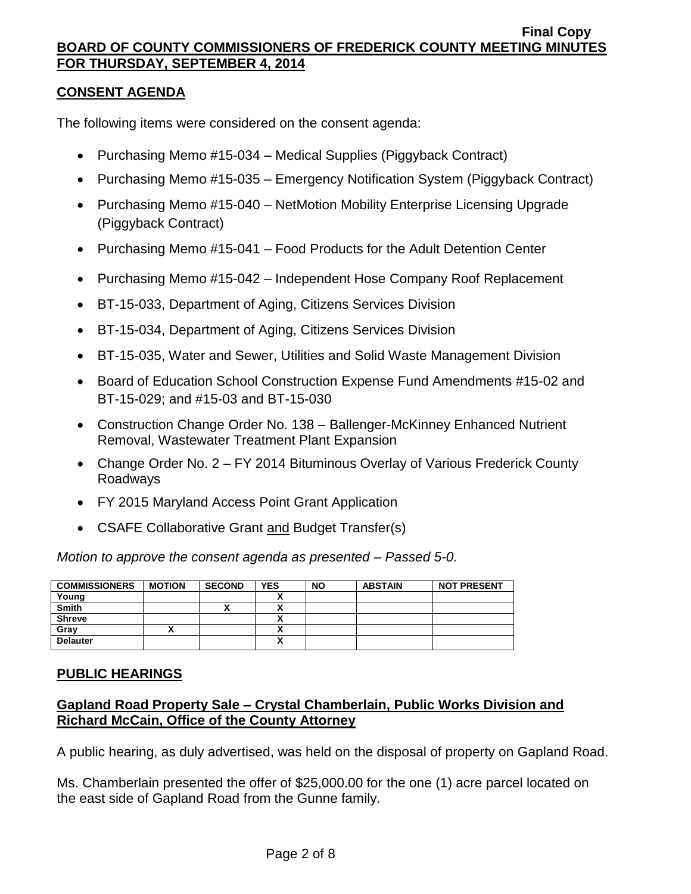## CONSENT AGENDA

The following items were considered on the consent agenda:

- Purchasing Memo #15-034 – Medical Supplies (Piggyback Contract)
- Purchasing Memo #15-035 – Emergency Notification System (Piggyback Contract)
- Purchasing Memo #15-040 – NetMotion Mobility Enterprise Licensing Upgrade (Piggyback Contract)
- Purchasing Memo #15-041 – Food Products for the Adult Detention Center
- Purchasing Memo #15-042 – Independent Hose Company Roof Replacement
- BT-15-033, Department of Aging, Citizens Services Division
- BT-15-034, Department of Aging, Citizens Services Division
- BT-15-035, Water and Sewer, Utilities and Solid Waste Management Division
- Board of Education School Construction Expense Fund Amendments #15-02 and BT-15-029; and #15-03 and BT-15-030
- Construction Change Order No. 138 – Ballenger-McKinney Enhanced Nutrient Removal, Wastewater Treatment Plant Expansion
- Change Order No. 2 – FY 2014 Bituminous Overlay of Various Frederick County Roadways
- FY 2015 Maryland Access Point Grant Application
- CSAFE Collaborative Grant and Budget Transfer(s)

*Motion to approve the consent agenda as presented – Passed 5-0.*

| COMMISSIONERS | MOTION | SECOND | YES | NO | ABSTAIN | NOT PRESENT |
|---|---|---|---|---|---|---|
| Young | | | X | | | |
| Smith | | X | X | | | |
| Shreve | | | X | | | |
| Gray | X | | X | | | |
| Delauter | | | X | | | |

## PUBLIC HEARINGS

### Gapland Road Property Sale – Crystal Chamberlain, Public Works Division and Richard McCain, Office of the County Attorney

A public hearing, as duly advertised, was held on the disposal of property on Gapland Road.

Ms. Chamberlain presented the offer of $25,000.00 for the one (1) acre parcel located on the east side of Gapland Road from the Gunne family.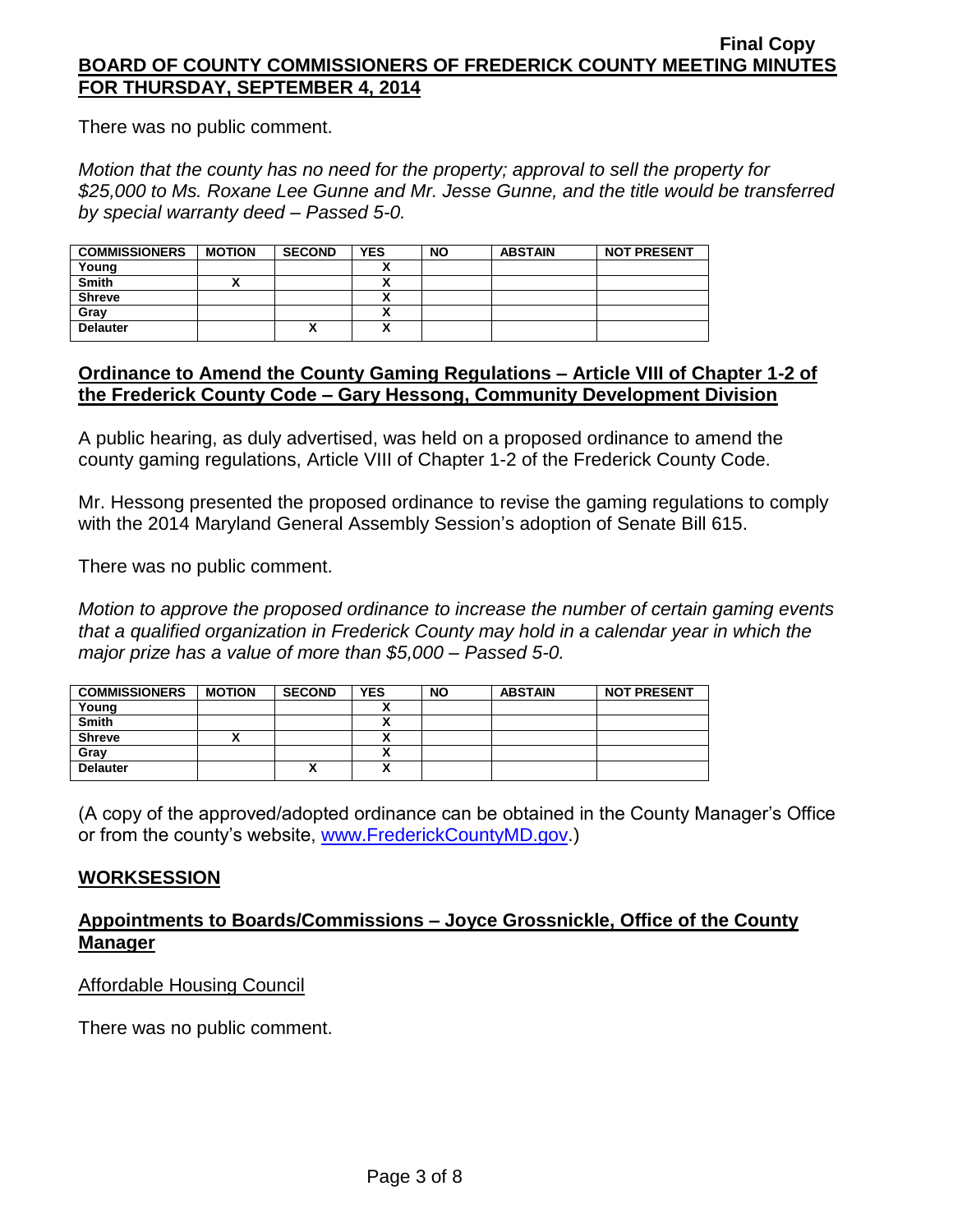There was no public comment.

*Motion that the county has no need for the property; approval to sell the property for $25,000 to Ms. Roxane Lee Gunne and Mr. Jesse Gunne, and the title would be transferred by special warranty deed – Passed 5-0.*

| COMMISSIONERS | MOTION | SECOND | YES | NO | ABSTAIN | NOT PRESENT |
|---|---|---|---|---|---|---|
| Young | | | X | | | |
| Smith | X | | X | | | |
| Shreve | | | X | | | |
| Gray | | | X | | | |
| Delauter | | X | X | | | |

## Ordinance to Amend the County Gaming Regulations – Article VIII of Chapter 1-2 of the Frederick County Code – Gary Hessong, Community Development Division

A public hearing, as duly advertised, was held on a proposed ordinance to amend the county gaming regulations, Article VIII of Chapter 1-2 of the Frederick County Code.

Mr. Hessong presented the proposed ordinance to revise the gaming regulations to comply with the 2014 Maryland General Assembly Session's adoption of Senate Bill 615.

There was no public comment.

*Motion to approve the proposed ordinance to increase the number of certain gaming events that a qualified organization in Frederick County may hold in a calendar year in which the major prize has a value of more than $5,000 – Passed 5-0.*

| COMMISSIONERS | MOTION | SECOND | YES | NO | ABSTAIN | NOT PRESENT |
|---|---|---|---|---|---|---|
| Young | | | X | | | |
| Smith | | | X | | | |
| Shreve | X | | X | | | |
| Gray | | | X | | | |
| Delauter | | X | X | | | |

(A copy of the approved/adopted ordinance can be obtained in the County Manager's Office or from the county's website, www.FrederickCountyMD.gov.)

## WORKSESSION

## Appointments to Boards/Commissions – Joyce Grossnickle, Office of the County Manager

Affordable Housing Council

There was no public comment.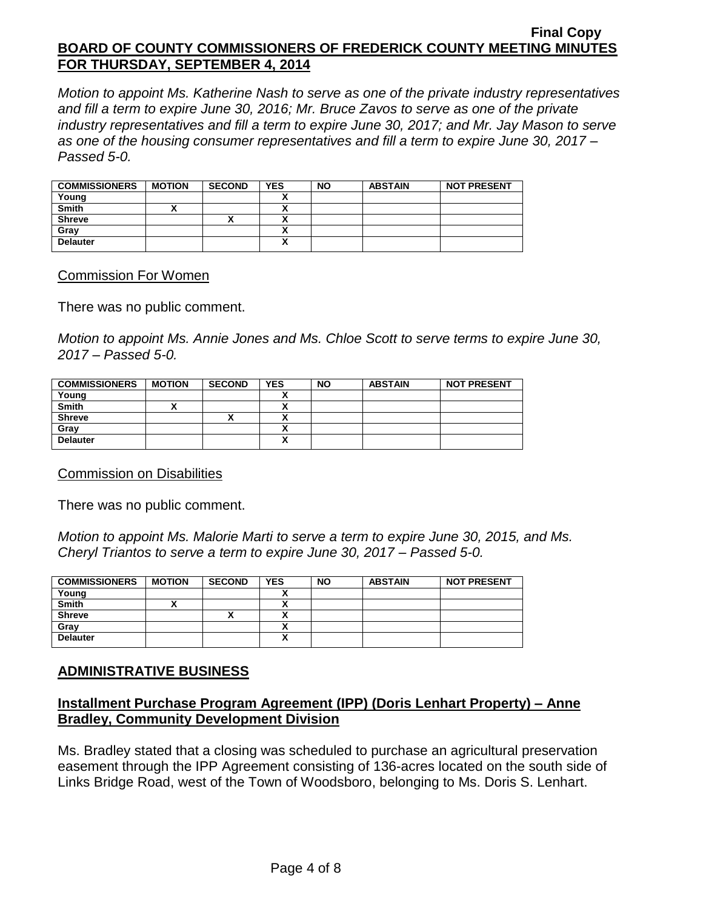*Motion to appoint Ms. Katherine Nash to serve as one of the private industry representatives and fill a term to expire June 30, 2016; Mr. Bruce Zavos to serve as one of the private industry representatives and fill a term to expire June 30, 2017; and Mr. Jay Mason to serve as one of the housing consumer representatives and fill a term to expire June 30, 2017 – Passed 5-0.*

| COMMISSIONERS | MOTION | SECOND | YES | NO | ABSTAIN | NOT PRESENT |
|---|---|---|---|---|---|---|
| Young | | | X | | | |
| Smith | X | | X | | | |
| Shreve | | X | X | | | |
| Gray | | | X | | | |
| Delauter | | | X | | | |

Commission For Women

There was no public comment.

*Motion to appoint Ms. Annie Jones and Ms. Chloe Scott to serve terms to expire June 30, 2017 – Passed 5-0.*

| COMMISSIONERS | MOTION | SECOND | YES | NO | ABSTAIN | NOT PRESENT |
|---|---|---|---|---|---|---|
| Young | | | X | | | |
| Smith | X | | X | | | |
| Shreve | | X | X | | | |
| Gray | | | X | | | |
| Delauter | | | X | | | |

Commission on Disabilities

There was no public comment.

*Motion to appoint Ms. Malorie Marti to serve a term to expire June 30, 2015, and Ms. Cheryl Triantos to serve a term to expire June 30, 2017 – Passed 5-0.*

| COMMISSIONERS | MOTION | SECOND | YES | NO | ABSTAIN | NOT PRESENT |
|---|---|---|---|---|---|---|
| Young | | | X | | | |
| Smith | X | | X | | | |
| Shreve | | X | X | | | |
| Gray | | | X | | | |
| Delauter | | | X | | | |

## ADMINISTRATIVE BUSINESS

### Installment Purchase Program Agreement (IPP) (Doris Lenhart Property) – Anne Bradley, Community Development Division

Ms. Bradley stated that a closing was scheduled to purchase an agricultural preservation easement through the IPP Agreement consisting of 136-acres located on the south side of Links Bridge Road, west of the Town of Woodsboro, belonging to Ms. Doris S. Lenhart.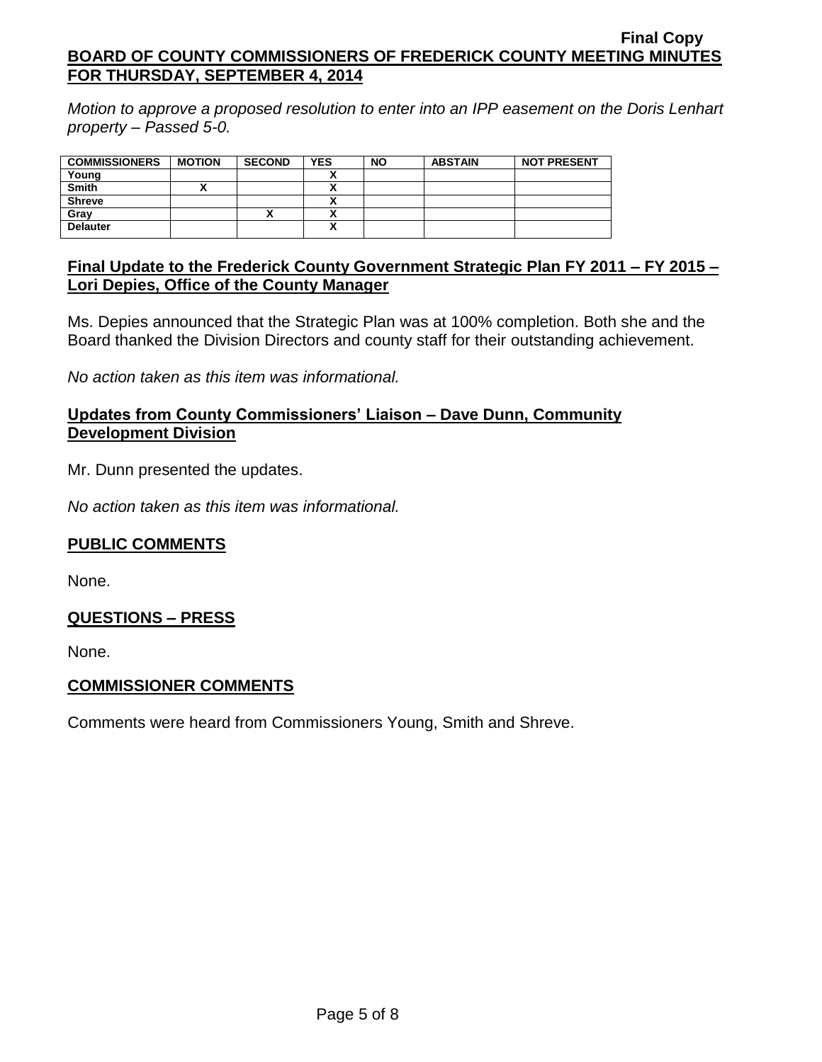*Motion to approve a proposed resolution to enter into an IPP easement on the Doris Lenhart property – Passed 5-0.*

| COMMISSIONERS | MOTION | SECOND | YES | NO | ABSTAIN | NOT PRESENT |
|---|---|---|---|---|---|---|
| Young | | | X | | | |
| Smith | X | | X | | | |
| Shreve | | | X | | | |
| Gray | | X | X | | | |
| Delauter | | | X | | | |

## Final Update to the Frederick County Government Strategic Plan FY 2011 – FY 2015 – Lori Depies, Office of the County Manager

Ms. Depies announced that the Strategic Plan was at 100% completion. Both she and the Board thanked the Division Directors and county staff for their outstanding achievement.

*No action taken as this item was informational.*

## Updates from County Commissioners' Liaison – Dave Dunn, Community Development Division

Mr. Dunn presented the updates.

*No action taken as this item was informational.*

## PUBLIC COMMENTS

None.

## QUESTIONS – PRESS

None.

## COMMISSIONER COMMENTS

Comments were heard from Commissioners Young, Smith and Shreve.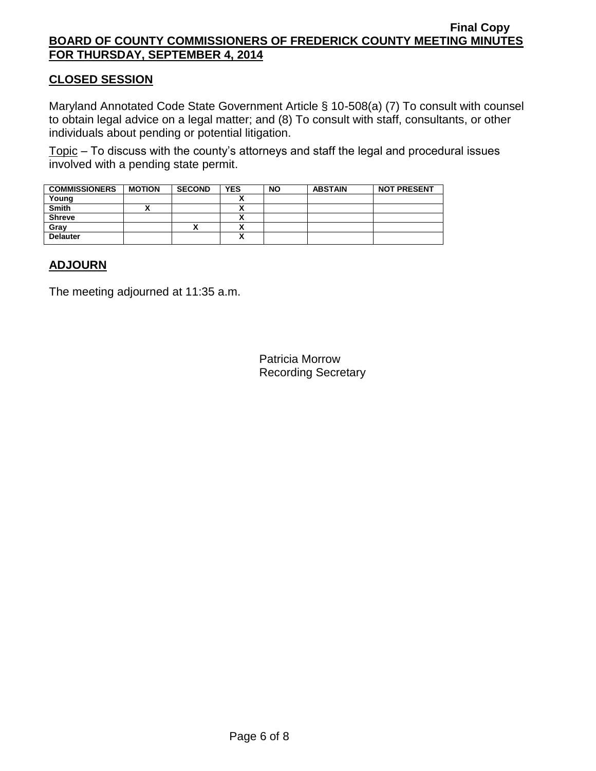## CLOSED SESSION

Maryland Annotated Code State Government Article § 10-508(a) (7) To consult with counsel to obtain legal advice on a legal matter; and (8) To consult with staff, consultants, or other individuals about pending or potential litigation.

Topic – To discuss with the county's attorneys and staff the legal and procedural issues involved with a pending state permit.

| COMMISSIONERS | MOTION | SECOND | YES | NO | ABSTAIN | NOT PRESENT |
|---|---|---|---|---|---|---|
| Young | | | X | | | |
| Smith | X | | X | | | |
| Shreve | | | X | | | |
| Gray | | X | X | | | |
| Delauter | | | X | | | |

## ADJOURN

The meeting adjourned at 11:35 a.m.

Patricia Morrow
Recording Secretary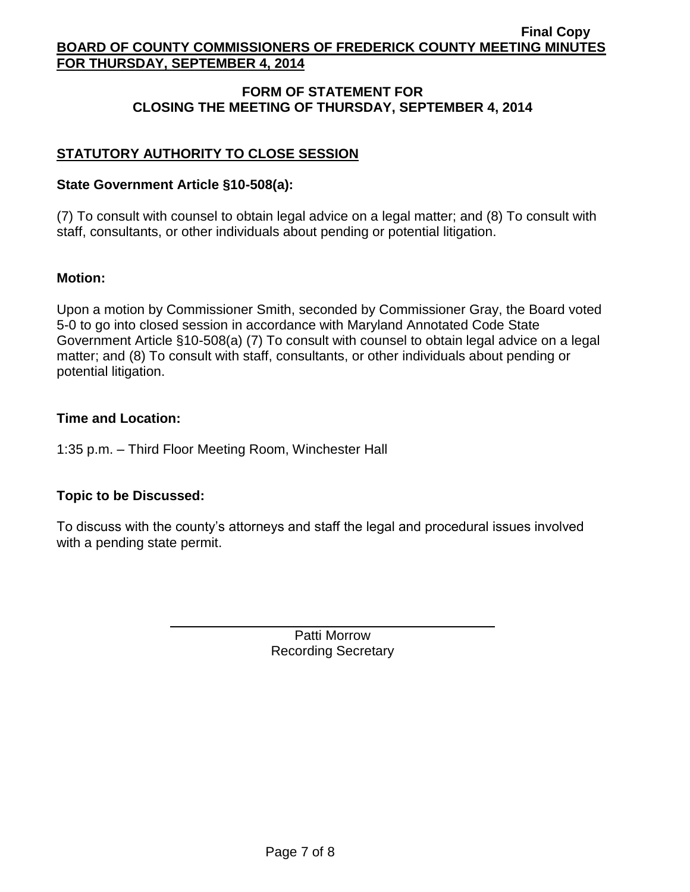## FORM OF STATEMENT FOR CLOSING THE MEETING OF THURSDAY, SEPTEMBER 4, 2014

### STATUTORY AUTHORITY TO CLOSE SESSION

**State Government Article §10-508(a):**

(7) To consult with counsel to obtain legal advice on a legal matter; and (8) To consult with staff, consultants, or other individuals about pending or potential litigation.

**Motion:**

Upon a motion by Commissioner Smith, seconded by Commissioner Gray, the Board voted 5-0 to go into closed session in accordance with Maryland Annotated Code State Government Article §10-508(a) (7) To consult with counsel to obtain legal advice on a legal matter; and (8) To consult with staff, consultants, or other individuals about pending or potential litigation.

**Time and Location:**

1:35 p.m. – Third Floor Meeting Room, Winchester Hall

**Topic to be Discussed:**

To discuss with the county's attorneys and staff the legal and procedural issues involved with a pending state permit.

Patti Morrow
Recording Secretary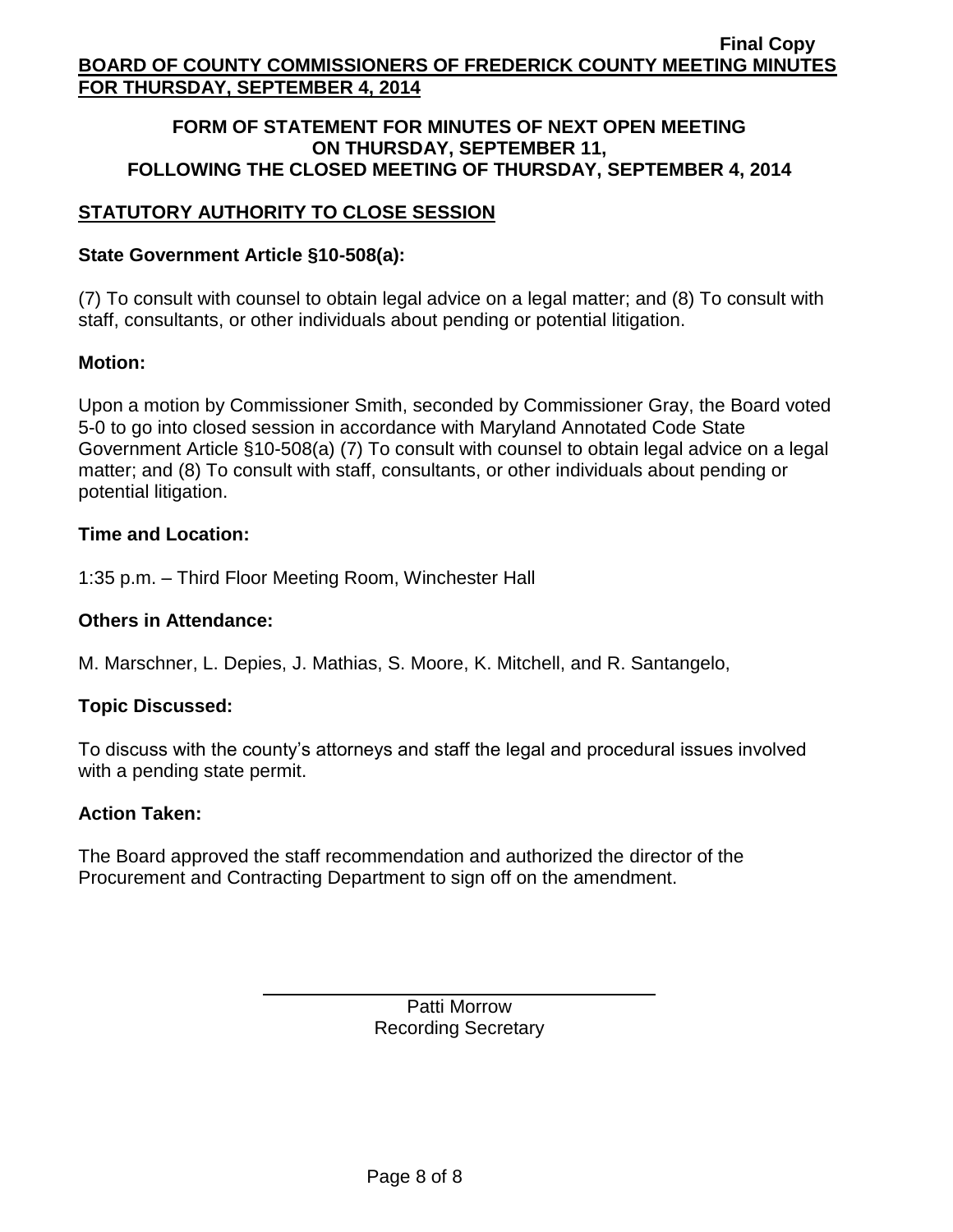## FORM OF STATEMENT FOR MINUTES OF NEXT OPEN MEETING ON THURSDAY, SEPTEMBER 11, FOLLOWING THE CLOSED MEETING OF THURSDAY, SEPTEMBER 4, 2014

### STATUTORY AUTHORITY TO CLOSE SESSION

**State Government Article §10-508(a):**

(7) To consult with counsel to obtain legal advice on a legal matter; and (8) To consult with staff, consultants, or other individuals about pending or potential litigation.

**Motion:**

Upon a motion by Commissioner Smith, seconded by Commissioner Gray, the Board voted 5-0 to go into closed session in accordance with Maryland Annotated Code State Government Article §10-508(a) (7) To consult with counsel to obtain legal advice on a legal matter; and (8) To consult with staff, consultants, or other individuals about pending or potential litigation.

**Time and Location:**

1:35 p.m. – Third Floor Meeting Room, Winchester Hall

**Others in Attendance:**

M. Marschner, L. Depies, J. Mathias, S. Moore, K. Mitchell, and R. Santangelo,

**Topic Discussed:**

To discuss with the county's attorneys and staff the legal and procedural issues involved with a pending state permit.

**Action Taken:**

The Board approved the staff recommendation and authorized the director of the Procurement and Contracting Department to sign off on the amendment.

Patti Morrow
Recording Secretary